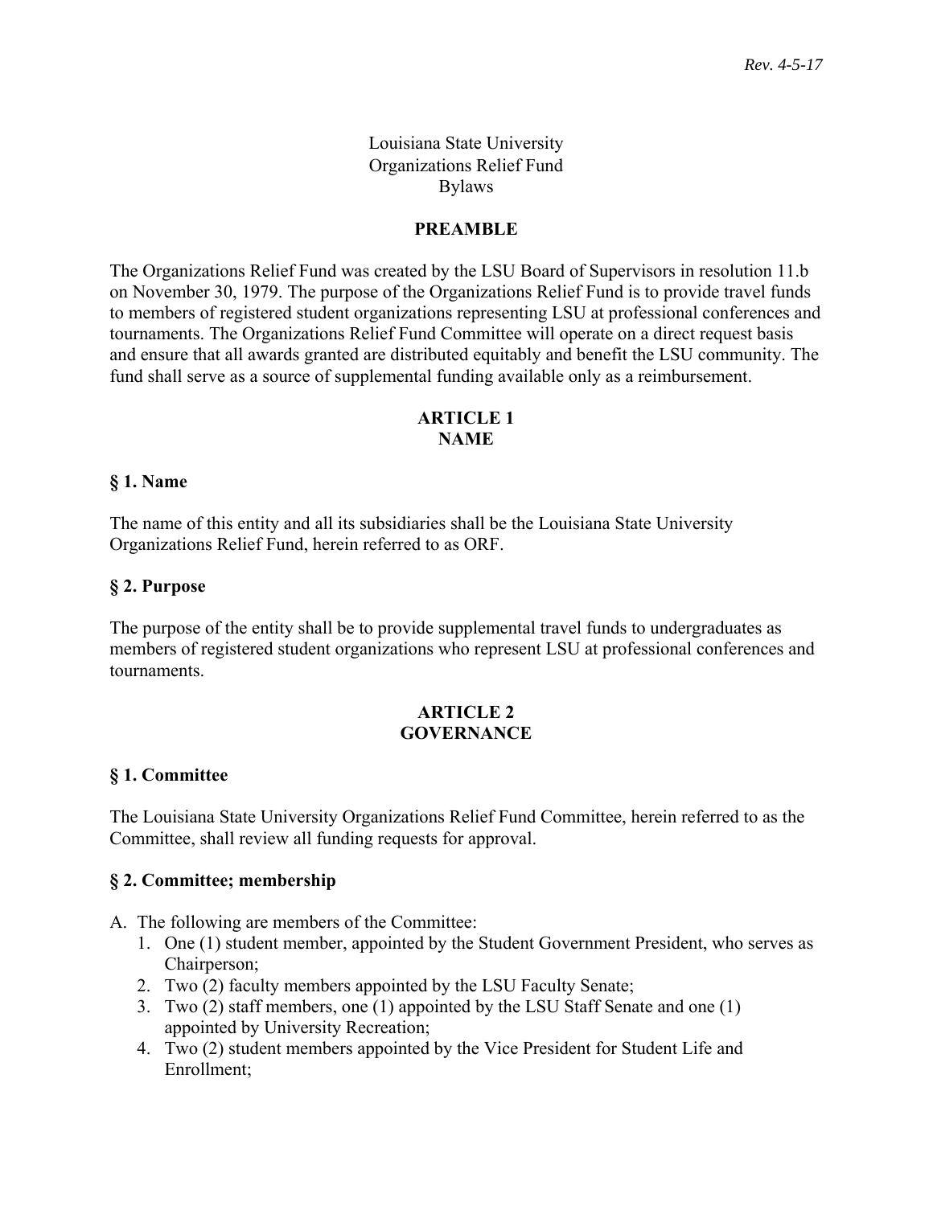*Rev. 4-5-17*

Louisiana State University
Organizations Relief Fund
Bylaws

## PREAMBLE

The Organizations Relief Fund was created by the LSU Board of Supervisors in resolution 11.b on November 30, 1979. The purpose of the Organizations Relief Fund is to provide travel funds to members of registered student organizations representing LSU at professional conferences and tournaments. The Organizations Relief Fund Committee will operate on a direct request basis and ensure that all awards granted are distributed equitably and benefit the LSU community. The fund shall serve as a source of supplemental funding available only as a reimbursement.

## ARTICLE 1
## NAME

### § 1. Name

The name of this entity and all its subsidiaries shall be the Louisiana State University Organizations Relief Fund, herein referred to as ORF.

### § 2. Purpose

The purpose of the entity shall be to provide supplemental travel funds to undergraduates as members of registered student organizations who represent LSU at professional conferences and tournaments.

## ARTICLE 2
## GOVERNANCE

### § 1. Committee

The Louisiana State University Organizations Relief Fund Committee, herein referred to as the Committee, shall review all funding requests for approval.

### § 2. Committee; membership

A. The following are members of the Committee:
   1. One (1) student member, appointed by the Student Government President, who serves as Chairperson;
   2. Two (2) faculty members appointed by the LSU Faculty Senate;
   3. Two (2) staff members, one (1) appointed by the LSU Staff Senate and one (1) appointed by University Recreation;
   4. Two (2) student members appointed by the Vice President for Student Life and Enrollment;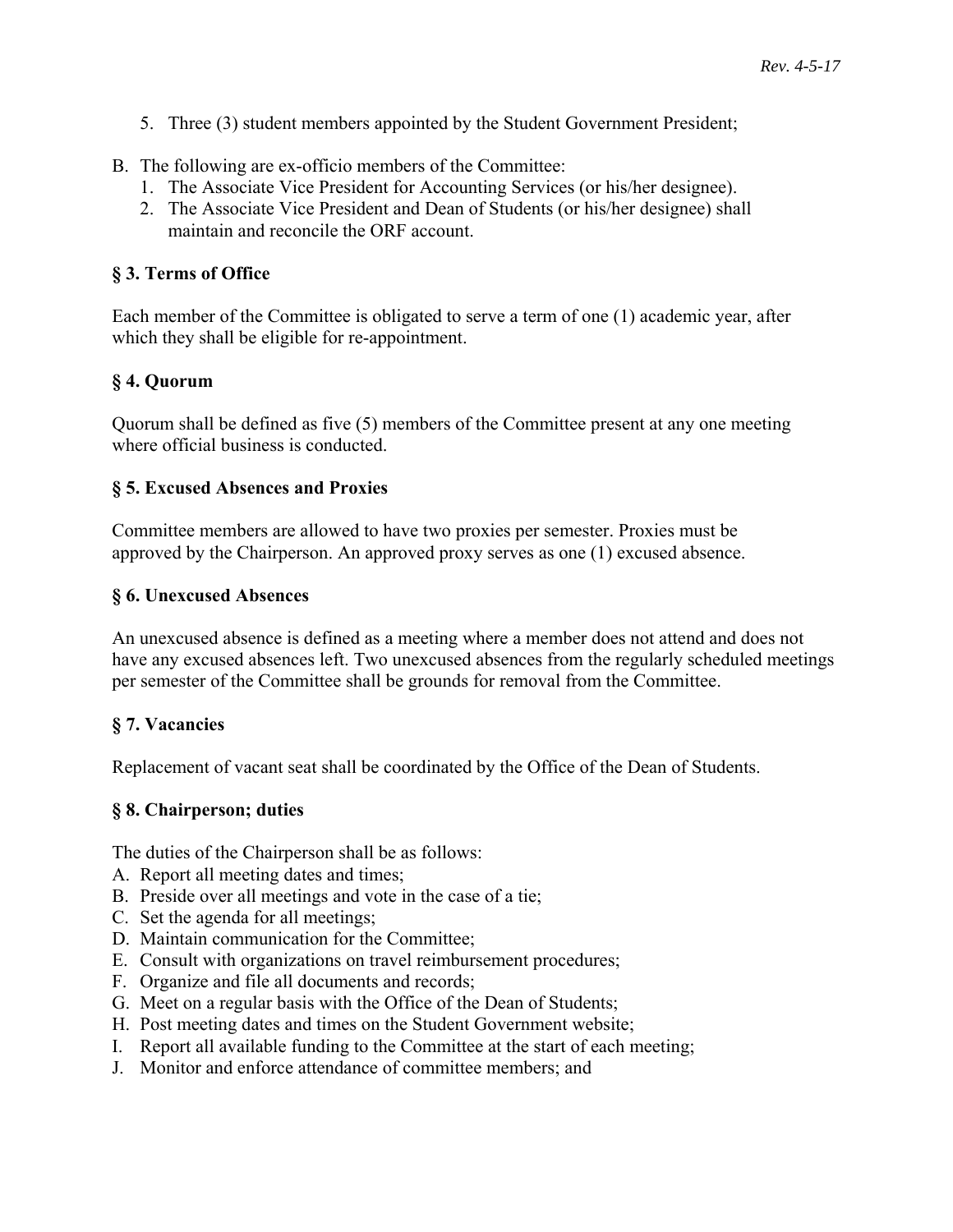5. Three (3) student members appointed by the Student Government President;

B. The following are ex-officio members of the Committee:
   1. The Associate Vice President for Accounting Services (or his/her designee).
   2. The Associate Vice President and Dean of Students (or his/her designee) shall maintain and reconcile the ORF account.

### § 3. Terms of Office

Each member of the Committee is obligated to serve a term of one (1) academic year, after which they shall be eligible for re-appointment.

### § 4. Quorum

Quorum shall be defined as five (5) members of the Committee present at any one meeting where official business is conducted.

### § 5. Excused Absences and Proxies

Committee members are allowed to have two proxies per semester. Proxies must be approved by the Chairperson. An approved proxy serves as one (1) excused absence.

### § 6. Unexcused Absences

An unexcused absence is defined as a meeting where a member does not attend and does not have any excused absences left. Two unexcused absences from the regularly scheduled meetings per semester of the Committee shall be grounds for removal from the Committee.

### § 7. Vacancies

Replacement of vacant seat shall be coordinated by the Office of the Dean of Students.

### § 8. Chairperson; duties

The duties of the Chairperson shall be as follows:

A. Report all meeting dates and times;
B. Preside over all meetings and vote in the case of a tie;
C. Set the agenda for all meetings;
D. Maintain communication for the Committee;
E. Consult with organizations on travel reimbursement procedures;
F. Organize and file all documents and records;
G. Meet on a regular basis with the Office of the Dean of Students;
H. Post meeting dates and times on the Student Government website;
I. Report all available funding to the Committee at the start of each meeting;
J. Monitor and enforce attendance of committee members; and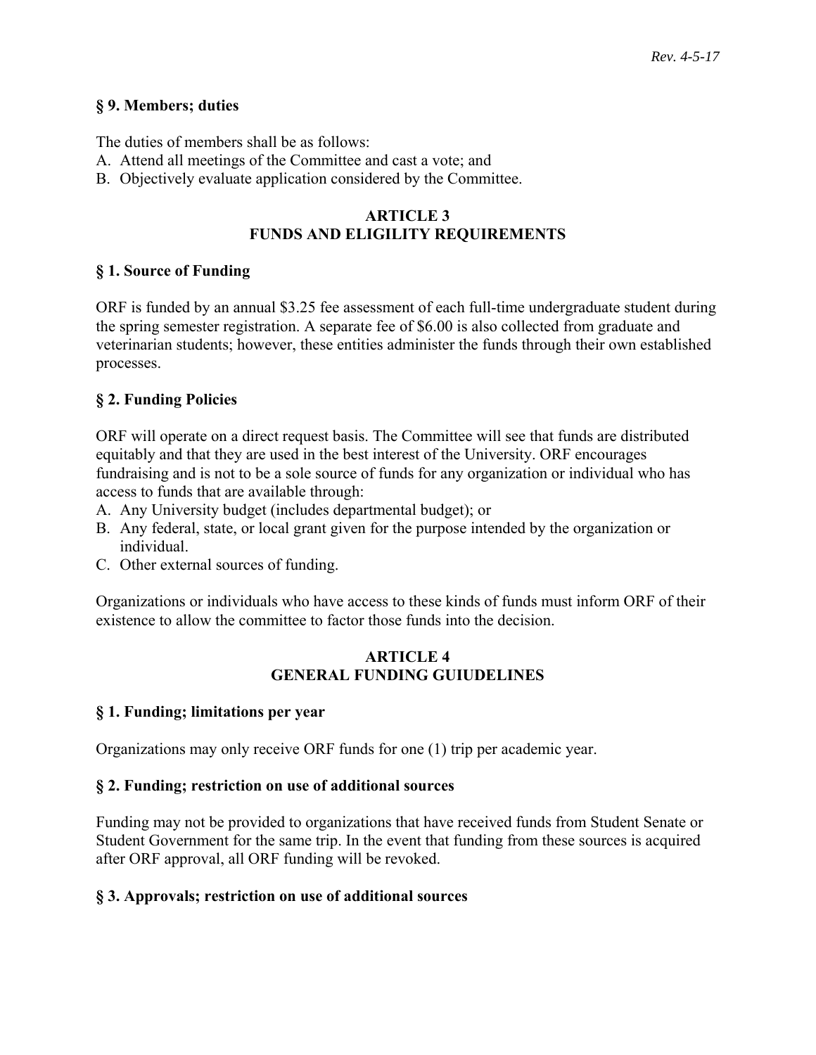### § 9. Members; duties

The duties of members shall be as follows:

A. Attend all meetings of the Committee and cast a vote; and
B. Objectively evaluate application considered by the Committee.

## ARTICLE 3
## FUNDS AND ELIGILITY REQUIREMENTS

### § 1. Source of Funding

ORF is funded by an annual $3.25 fee assessment of each full-time undergraduate student during the spring semester registration. A separate fee of $6.00 is also collected from graduate and veterinarian students; however, these entities administer the funds through their own established processes.

### § 2. Funding Policies

ORF will operate on a direct request basis. The Committee will see that funds are distributed equitably and that they are used in the best interest of the University. ORF encourages fundraising and is not to be a sole source of funds for any organization or individual who has access to funds that are available through:

A. Any University budget (includes departmental budget); or
B. Any federal, state, or local grant given for the purpose intended by the organization or individual.
C. Other external sources of funding.

Organizations or individuals who have access to these kinds of funds must inform ORF of their existence to allow the committee to factor those funds into the decision.

## ARTICLE 4
## GENERAL FUNDING GUIUDELINES

### § 1. Funding; limitations per year

Organizations may only receive ORF funds for one (1) trip per academic year.

### § 2. Funding; restriction on use of additional sources

Funding may not be provided to organizations that have received funds from Student Senate or Student Government for the same trip. In the event that funding from these sources is acquired after ORF approval, all ORF funding will be revoked.

### § 3. Approvals; restriction on use of additional sources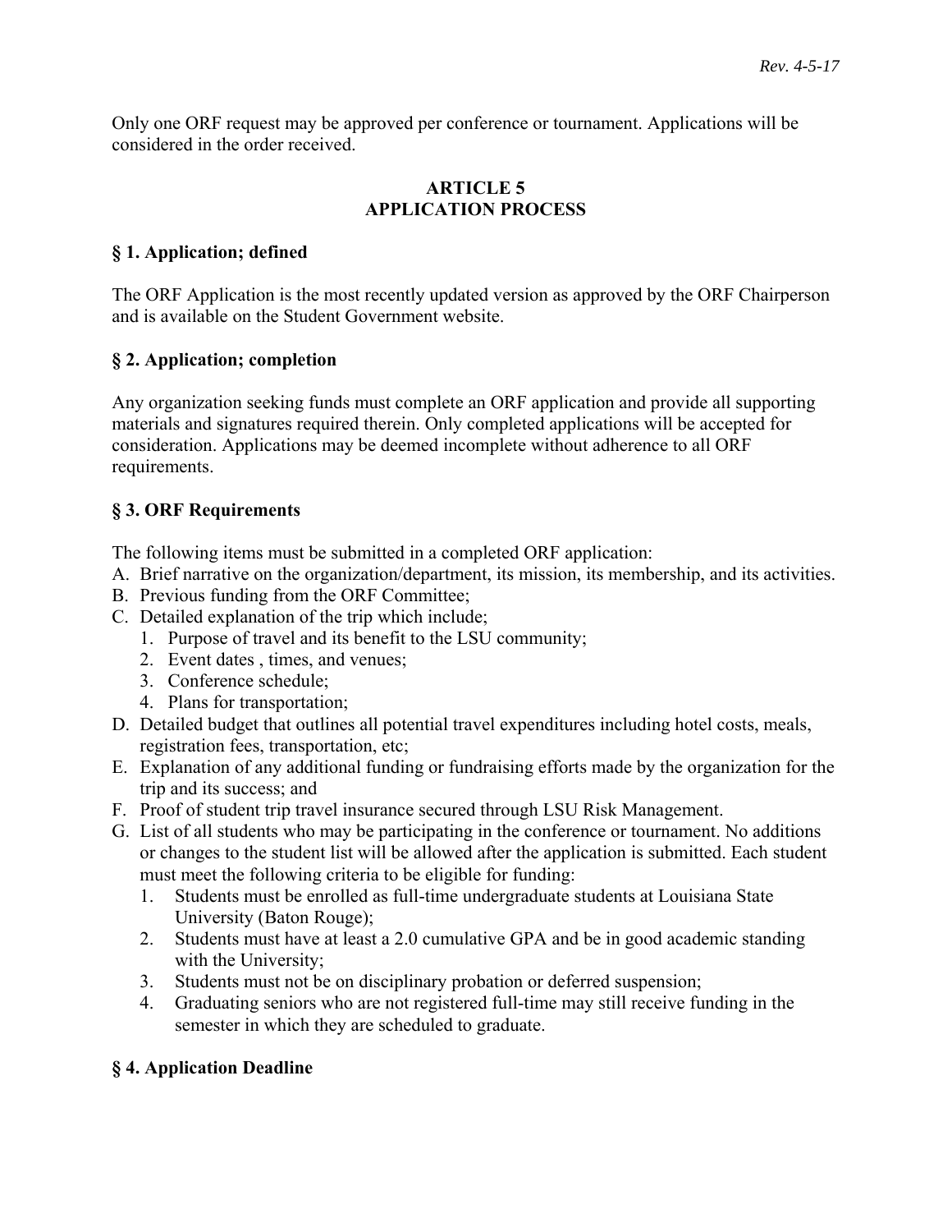Only one ORF request may be approved per conference or tournament. Applications will be considered in the order received.

## ARTICLE 5
## APPLICATION PROCESS

### § 1. Application; defined

The ORF Application is the most recently updated version as approved by the ORF Chairperson and is available on the Student Government website.

### § 2. Application; completion

Any organization seeking funds must complete an ORF application and provide all supporting materials and signatures required therein. Only completed applications will be accepted for consideration. Applications may be deemed incomplete without adherence to all ORF requirements.

### § 3. ORF Requirements

The following items must be submitted in a completed ORF application:

A. Brief narrative on the organization/department, its mission, its membership, and its activities.
B. Previous funding from the ORF Committee;
C. Detailed explanation of the trip which include;
   1. Purpose of travel and its benefit to the LSU community;
   2. Event dates , times, and venues;
   3. Conference schedule;
   4. Plans for transportation;
D. Detailed budget that outlines all potential travel expenditures including hotel costs, meals, registration fees, transportation, etc;
E. Explanation of any additional funding or fundraising efforts made by the organization for the trip and its success; and
F. Proof of student trip travel insurance secured through LSU Risk Management.
G. List of all students who may be participating in the conference or tournament. No additions or changes to the student list will be allowed after the application is submitted. Each student must meet the following criteria to be eligible for funding:
   1. Students must be enrolled as full-time undergraduate students at Louisiana State University (Baton Rouge);
   2. Students must have at least a 2.0 cumulative GPA and be in good academic standing with the University;
   3. Students must not be on disciplinary probation or deferred suspension;
   4. Graduating seniors who are not registered full-time may still receive funding in the semester in which they are scheduled to graduate.

### § 4. Application Deadline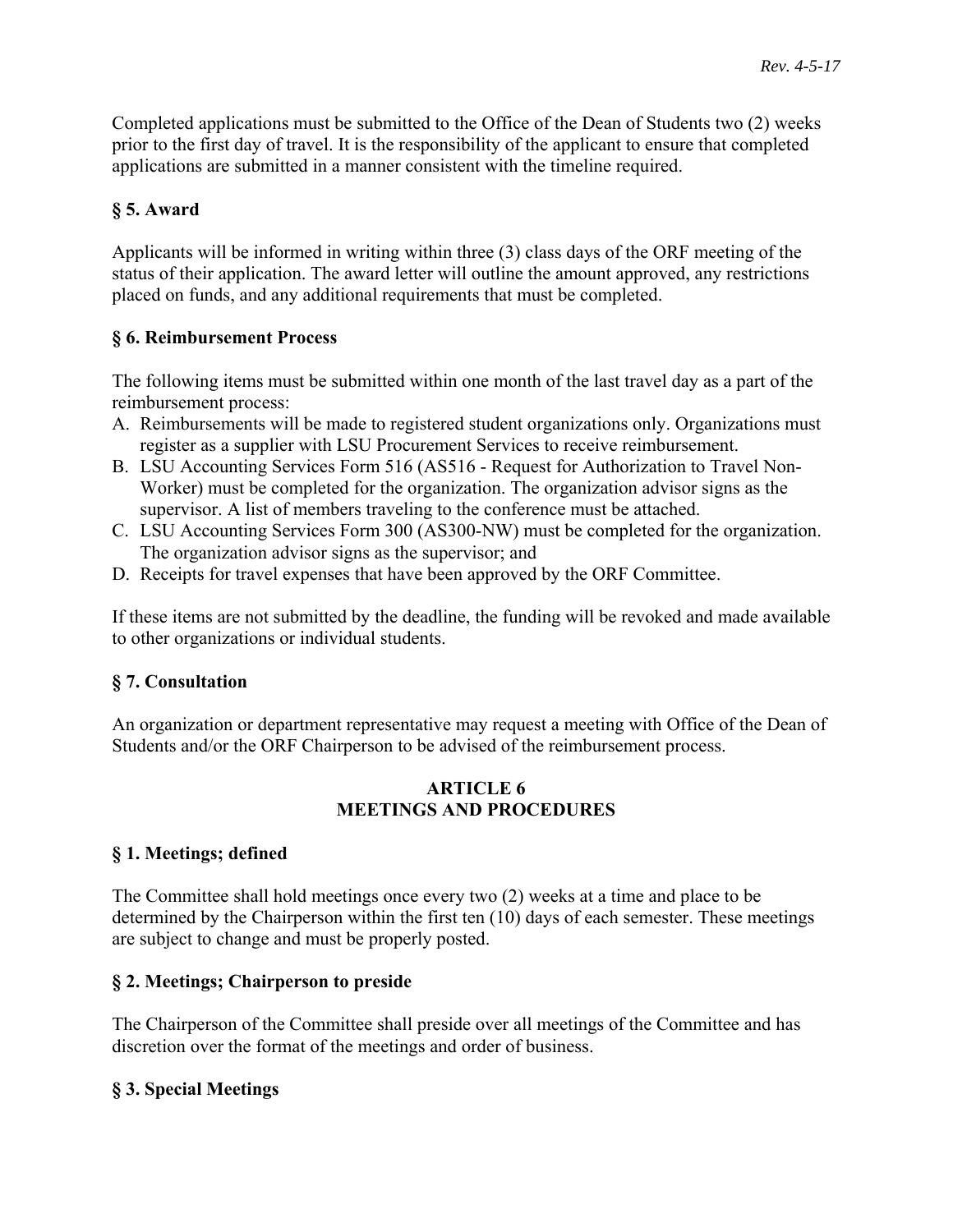Completed applications must be submitted to the Office of the Dean of Students two (2) weeks prior to the first day of travel. It is the responsibility of the applicant to ensure that completed applications are submitted in a manner consistent with the timeline required.

### § 5. Award

Applicants will be informed in writing within three (3) class days of the ORF meeting of the status of their application. The award letter will outline the amount approved, any restrictions placed on funds, and any additional requirements that must be completed.

### § 6. Reimbursement Process

The following items must be submitted within one month of the last travel day as a part of the reimbursement process:

A. Reimbursements will be made to registered student organizations only. Organizations must register as a supplier with LSU Procurement Services to receive reimbursement.
B. LSU Accounting Services Form 516 (AS516 - Request for Authorization to Travel Non-Worker) must be completed for the organization. The organization advisor signs as the supervisor. A list of members traveling to the conference must be attached.
C. LSU Accounting Services Form 300 (AS300-NW) must be completed for the organization. The organization advisor signs as the supervisor; and
D. Receipts for travel expenses that have been approved by the ORF Committee.

If these items are not submitted by the deadline, the funding will be revoked and made available to other organizations or individual students.

### § 7. Consultation

An organization or department representative may request a meeting with Office of the Dean of Students and/or the ORF Chairperson to be advised of the reimbursement process.

## ARTICLE 6
## MEETINGS AND PROCEDURES

### § 1. Meetings; defined

The Committee shall hold meetings once every two (2) weeks at a time and place to be determined by the Chairperson within the first ten (10) days of each semester. These meetings are subject to change and must be properly posted.

### § 2. Meetings; Chairperson to preside

The Chairperson of the Committee shall preside over all meetings of the Committee and has discretion over the format of the meetings and order of business.

### § 3. Special Meetings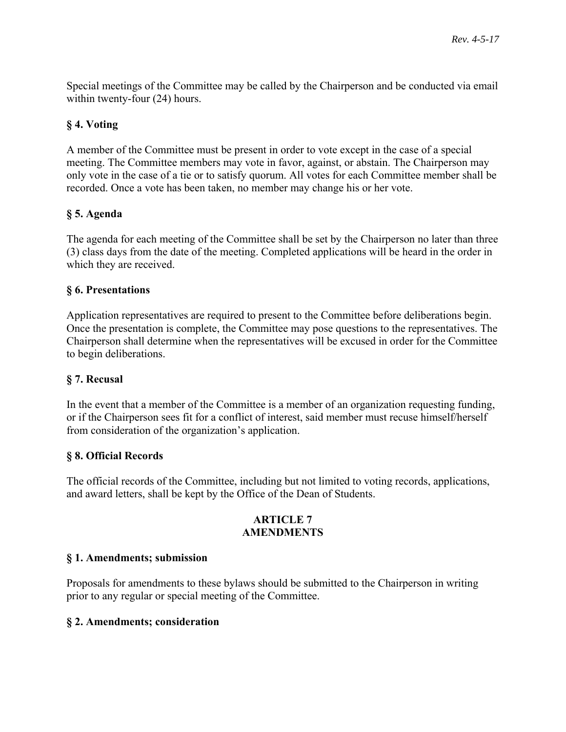Special meetings of the Committee may be called by the Chairperson and be conducted via email within twenty-four (24) hours.

### § 4. Voting

A member of the Committee must be present in order to vote except in the case of a special meeting. The Committee members may vote in favor, against, or abstain. The Chairperson may only vote in the case of a tie or to satisfy quorum. All votes for each Committee member shall be recorded. Once a vote has been taken, no member may change his or her vote.

### § 5. Agenda

The agenda for each meeting of the Committee shall be set by the Chairperson no later than three (3) class days from the date of the meeting. Completed applications will be heard in the order in which they are received.

### § 6. Presentations

Application representatives are required to present to the Committee before deliberations begin. Once the presentation is complete, the Committee may pose questions to the representatives. The Chairperson shall determine when the representatives will be excused in order for the Committee to begin deliberations.

### § 7. Recusal

In the event that a member of the Committee is a member of an organization requesting funding, or if the Chairperson sees fit for a conflict of interest, said member must recuse himself/herself from consideration of the organization's application.

### § 8. Official Records

The official records of the Committee, including but not limited to voting records, applications, and award letters, shall be kept by the Office of the Dean of Students.

## ARTICLE 7
## AMENDMENTS

### § 1. Amendments; submission

Proposals for amendments to these bylaws should be submitted to the Chairperson in writing prior to any regular or special meeting of the Committee.

### § 2. Amendments; consideration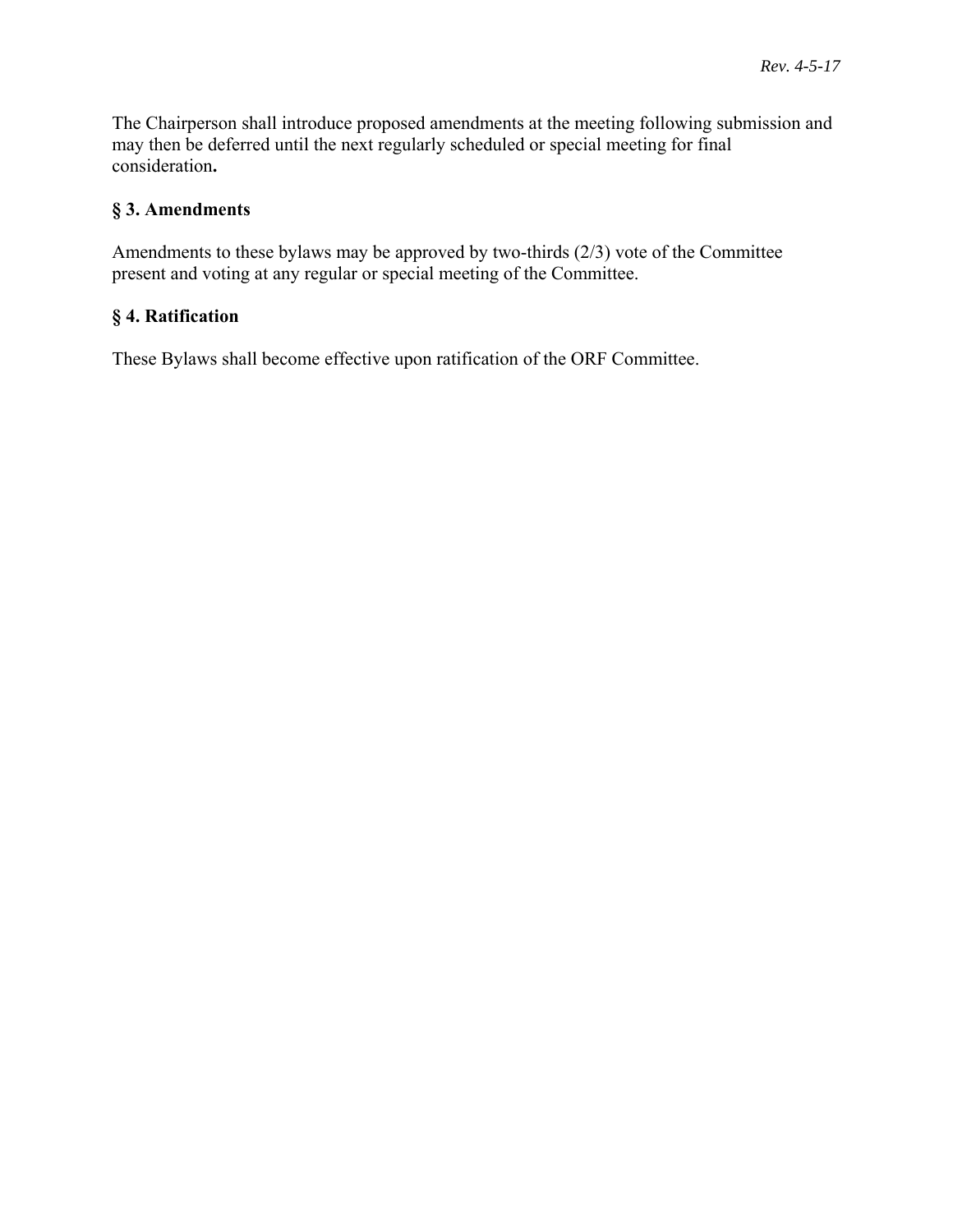The Chairperson shall introduce proposed amendments at the meeting following submission and may then be deferred until the next regularly scheduled or special meeting for final consideration**.**

### § 3. Amendments

Amendments to these bylaws may be approved by two-thirds (2/3) vote of the Committee present and voting at any regular or special meeting of the Committee.

### § 4. Ratification

These Bylaws shall become effective upon ratification of the ORF Committee.